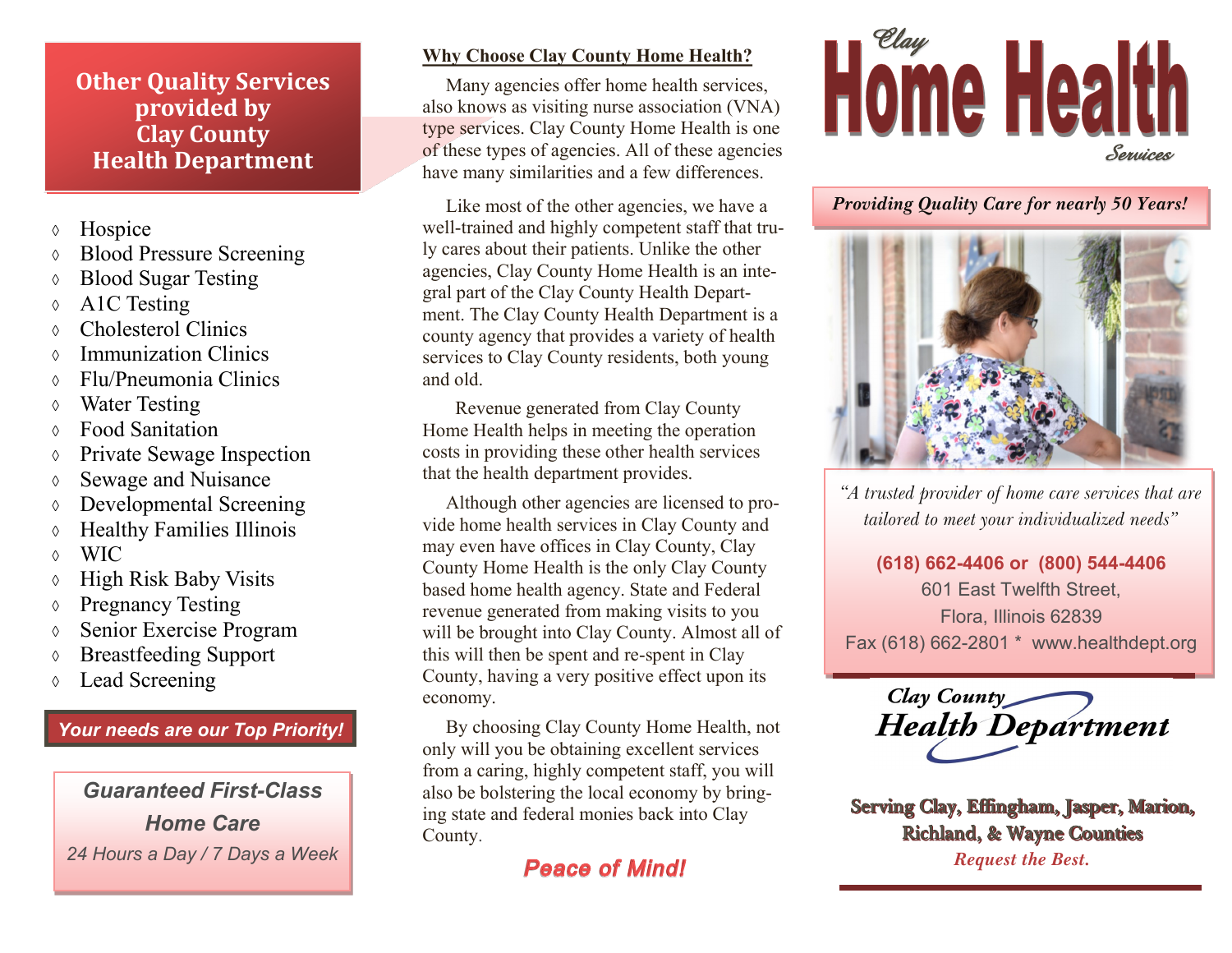## Other Quality Services provided by Clay County Health Department

- Hospice
- Blood Pressure Screening
- Blood Sugar Testing
- A1C Testing
- Cholesterol Clinics
- Immunization Clinics
- Flu/Pneumonia Clinics
- Water Testing
- Food Sanitation
- Private Sewage Inspection
- Sewage and Nuisance
- Developmental Screening
- Healthy Families Illinois
- WIC
- High Risk Baby Visits
- Pregnancy Testing
- Senior Exercise Program
- Breastfeeding Support
- Lead Screening

***Your needs are our Top Priority!***

***Guaranteed First-Class Home Care***

*24 Hours a Day / 7 Days a Week*

## Why Choose Clay County Home Health?

Many agencies offer home health services, also knows as visiting nurse association (VNA) type services. Clay County Home Health is one of these types of agencies. All of these agencies have many similarities and a few differences.

Like most of the other agencies, we have a well-trained and highly competent staff that truly cares about their patients. Unlike the other agencies, Clay County Home Health is an integral part of the Clay County Health Department. The Clay County Health Department is a county agency that provides a variety of health services to Clay County residents, both young and old.

Revenue generated from Clay County Home Health helps in meeting the operation costs in providing these other health services that the health department provides.

Although other agencies are licensed to provide home health services in Clay County and may even have offices in Clay County, Clay County Home Health is the only Clay County based home health agency. State and Federal revenue generated from making visits to you will be brought into Clay County. Almost all of this will then be spent and re-spent in Clay County, having a very positive effect upon its economy.

By choosing Clay County Home Health, not only will you be obtaining excellent services from a caring, highly competent staff, you will also be bolstering the local economy by bringing state and federal monies back into Clay County.

***Peace of Mind!***

# Clay Home Health Services

***Providing Quality Care for nearly 50 Years!***

*"A trusted provider of home care services that are tailored to meet your individualized needs"*

**(618) 662-4406 or (800) 544-4406**
601 East Twelfth Street,
Flora, Illinois 62839
Fax (618) 662-2801 * www.healthdept.org

**Clay County Health Department**

**Serving Clay, Effingham, Jasper, Marion, Richland, & Wayne Counties**

*Request the Best.*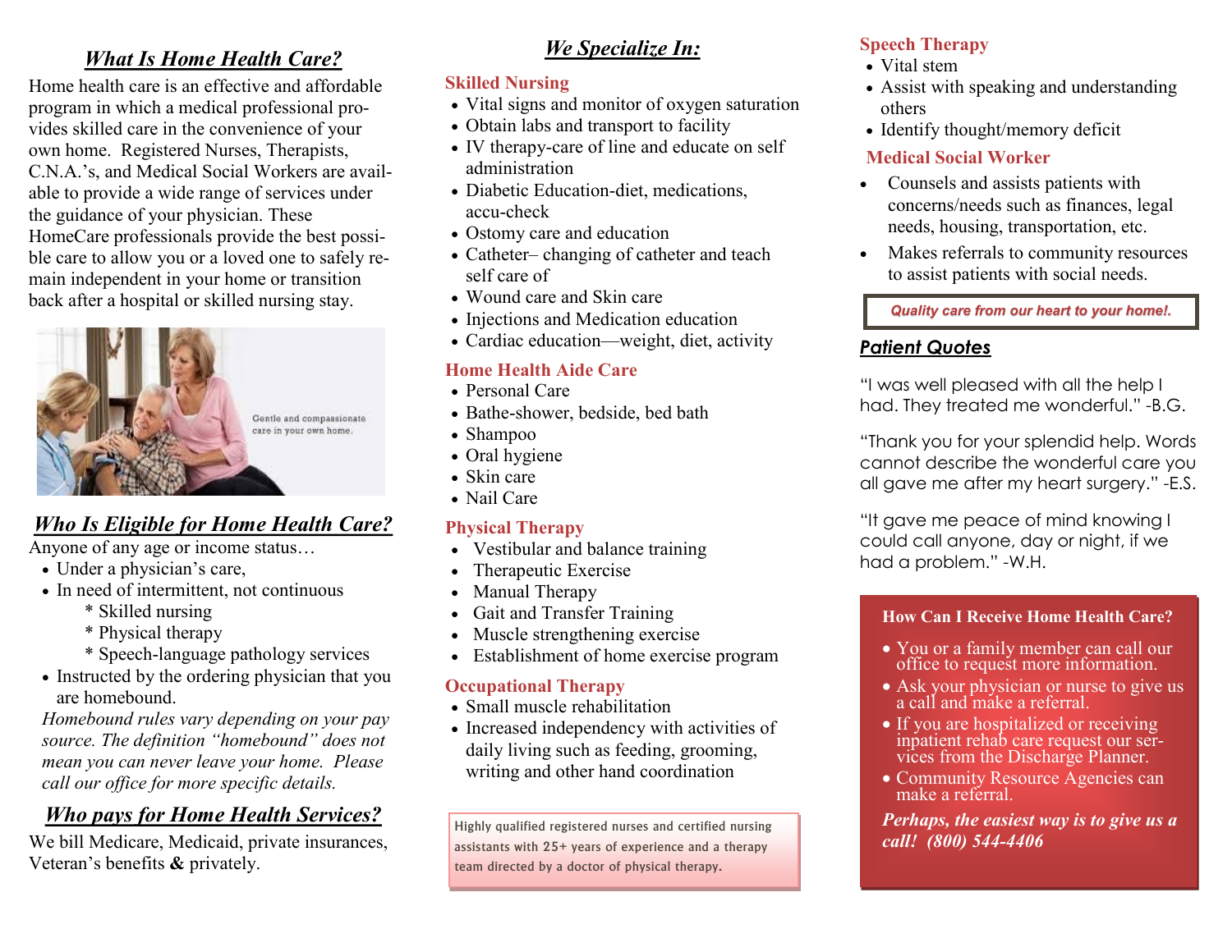## *What Is Home Health Care?*

Home health care is an effective and affordable program in which a medical professional provides skilled care in the convenience of your own home. Registered Nurses, Therapists, C.N.A.'s, and Medical Social Workers are available to provide a wide range of services under the guidance of your physician. These HomeCare professionals provide the best possible care to allow you or a loved one to safely remain independent in your home or transition back after a hospital or skilled nursing stay.

Gentle and compassionate care in your own home.

## *Who Is Eligible for Home Health Care?*

Anyone of any age or income status…

- Under a physician's care,
- In need of intermittent, not continuous
  - * Skilled nursing
  - * Physical therapy
  - * Speech-language pathology services
- Instructed by the ordering physician that you are homebound.

*Homebound rules vary depending on your pay source. The definition "homebound" does not mean you can never leave your home. Please call our office for more specific details.*

## *Who pays for Home Health Services?*

We bill Medicare, Medicaid, private insurances, Veteran's benefits **&** privately.

## *We Specialize In:*

### Skilled Nursing

- Vital signs and monitor of oxygen saturation
- Obtain labs and transport to facility
- IV therapy-care of line and educate on self administration
- Diabetic Education-diet, medications, accu-check
- Ostomy care and education
- Catheter– changing of catheter and teach self care of
- Wound care and Skin care
- Injections and Medication education
- Cardiac education—weight, diet, activity

### Home Health Aide Care

- Personal Care
- Bathe-shower, bedside, bed bath
- Shampoo
- Oral hygiene
- Skin care
- Nail Care

### Physical Therapy

- Vestibular and balance training
- Therapeutic Exercise
- Manual Therapy
- Gait and Transfer Training
- Muscle strengthening exercise
- Establishment of home exercise program

### Occupational Therapy

- Small muscle rehabilitation
- Increased independency with activities of daily living such as feeding, grooming, writing and other hand coordination

Highly qualified registered nurses and certified nursing assistants with 25+ years of experience and a therapy team directed by a doctor of physical therapy.

### Speech Therapy

- Vital stem
- Assist with speaking and understanding others
- Identify thought/memory deficit

### Medical Social Worker

- Counsels and assists patients with concerns/needs such as finances, legal needs, housing, transportation, etc.
- Makes referrals to community resources to assist patients with social needs.

***Quality care from our heart to your home!.***

## *Patient Quotes*

"I was well pleased with all the help I had. They treated me wonderful." -B.G.

"Thank you for your splendid help. Words cannot describe the wonderful care you all gave me after my heart surgery." -E.S.

"It gave me peace of mind knowing I could call anyone, day or night, if we had a problem." -W.H.

### How Can I Receive Home Health Care?

- You or a family member can call our office to request more information.
- Ask your physician or nurse to give us a call and make a referral.
- If you are hospitalized or receiving inpatient rehab care request our services from the Discharge Planner.
- Community Resource Agencies can make a referral.

***Perhaps, the easiest way is to give us a call! (800) 544-4406***